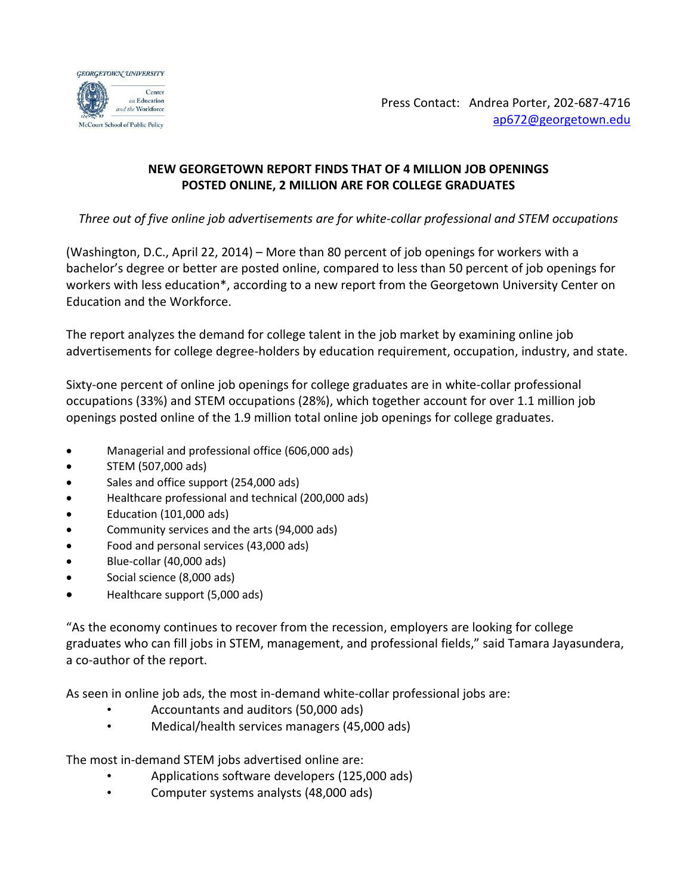GEORGETOWN UNIVERSITY
Center on Education and the Workforce
McCourt School of Public Policy

Press Contact: Andrea Porter, 202-687-4716
ap672@georgetown.edu

**NEW GEORGETOWN REPORT FINDS THAT OF 4 MILLION JOB OPENINGS POSTED ONLINE, 2 MILLION ARE FOR COLLEGE GRADUATES**

*Three out of five online job advertisements are for white-collar professional and STEM occupations*

(Washington, D.C., April 22, 2014) – More than 80 percent of job openings for workers with a bachelor's degree or better are posted online, compared to less than 50 percent of job openings for workers with less education*, according to a new report from the Georgetown University Center on Education and the Workforce.

The report analyzes the demand for college talent in the job market by examining online job advertisements for college degree-holders by education requirement, occupation, industry, and state.

Sixty-one percent of online job openings for college graduates are in white-collar professional occupations (33%) and STEM occupations (28%), which together account for over 1.1 million job openings posted online of the 1.9 million total online job openings for college graduates.

- Managerial and professional office (606,000 ads)
- STEM (507,000 ads)
- Sales and office support (254,000 ads)
- Healthcare professional and technical (200,000 ads)
- Education (101,000 ads)
- Community services and the arts (94,000 ads)
- Food and personal services (43,000 ads)
- Blue-collar (40,000 ads)
- Social science (8,000 ads)
- Healthcare support (5,000 ads)

"As the economy continues to recover from the recession, employers are looking for college graduates who can fill jobs in STEM, management, and professional fields," said Tamara Jayasundera, a co-author of the report.

As seen in online job ads, the most in-demand white-collar professional jobs are:

- Accountants and auditors (50,000 ads)
- Medical/health services managers (45,000 ads)

The most in-demand STEM jobs advertised online are:

- Applications software developers (125,000 ads)
- Computer systems analysts (48,000 ads)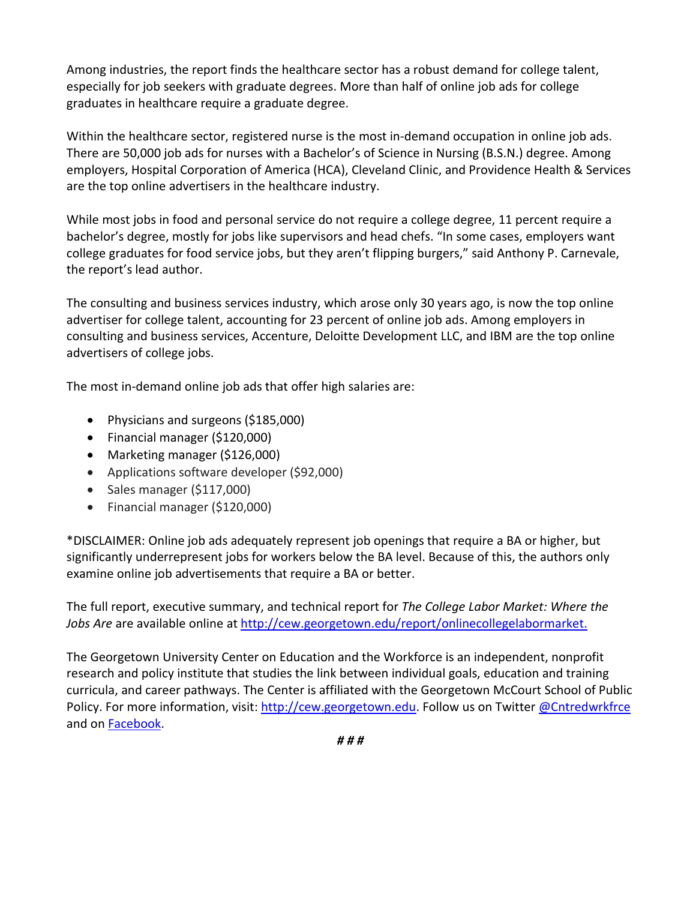Among industries, the report finds the healthcare sector has a robust demand for college talent, especially for job seekers with graduate degrees. More than half of online job ads for college graduates in healthcare require a graduate degree.

Within the healthcare sector, registered nurse is the most in-demand occupation in online job ads. There are 50,000 job ads for nurses with a Bachelor's of Science in Nursing (B.S.N.) degree. Among employers, Hospital Corporation of America (HCA), Cleveland Clinic, and Providence Health & Services are the top online advertisers in the healthcare industry.

While most jobs in food and personal service do not require a college degree, 11 percent require a bachelor's degree, mostly for jobs like supervisors and head chefs. "In some cases, employers want college graduates for food service jobs, but they aren't flipping burgers," said Anthony P. Carnevale, the report's lead author.

The consulting and business services industry, which arose only 30 years ago, is now the top online advertiser for college talent, accounting for 23 percent of online job ads. Among employers in consulting and business services, Accenture, Deloitte Development LLC, and IBM are the top online advertisers of college jobs.

The most in-demand online job ads that offer high salaries are:

- Physicians and surgeons ($185,000)
- Financial manager ($120,000)
- Marketing manager ($126,000)
- Applications software developer ($92,000)
- Sales manager ($117,000)
- Financial manager ($120,000)

*DISCLAIMER: Online job ads adequately represent job openings that require a BA or higher, but significantly underrepresent jobs for workers below the BA level. Because of this, the authors only examine online job advertisements that require a BA or better.

The full report, executive summary, and technical report for *The College Labor Market: Where the Jobs Are* are available online at [http://cew.georgetown.edu/report/onlinecollegelabormarket.](http://cew.georgetown.edu/report/onlinecollegelabormarket)

The Georgetown University Center on Education and the Workforce is an independent, nonprofit research and policy institute that studies the link between individual goals, education and training curricula, and career pathways. The Center is affiliated with the Georgetown McCourt School of Public Policy. For more information, visit: [http://cew.georgetown.edu](http://cew.georgetown.edu). Follow us on Twitter [@Cntredwrkfrce](https://twitter.com/Cntredwrkfrce) and on [Facebook](https://www.facebook.com).

***# # #***